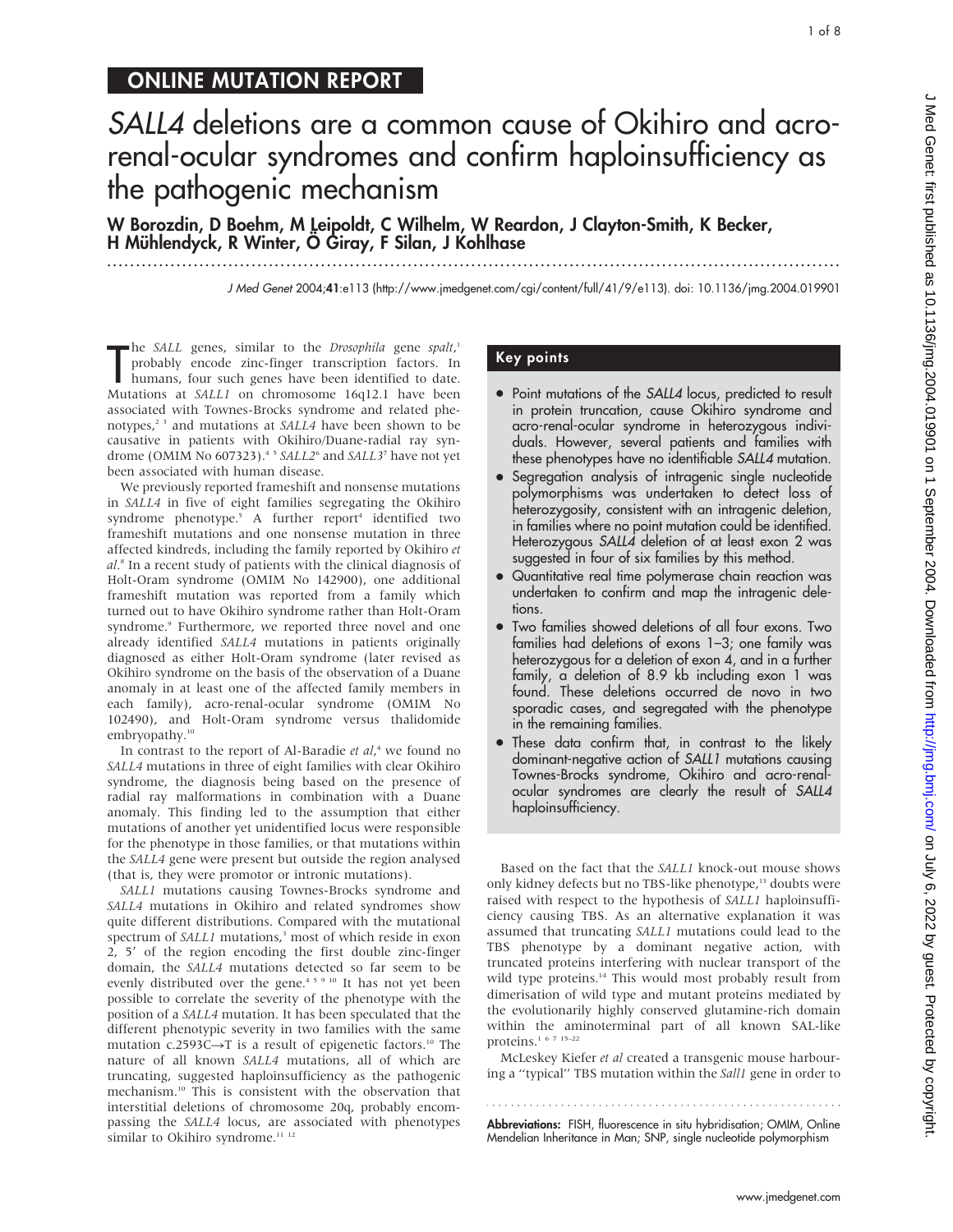## ONLINE MUTATION REPORT

# *SALL4* deletions are a common cause of Okihiro and acro-renal-ocular syndromes and confirm haploinsufficiency as the pathogenic mechanism

**W Borozdin, D Boehm, M Leipoldt, C Wilhelm, W Reardon, J Clayton-Smith, K Becker, H Mühlendyck, R Winter, Ö Giray, F Silan, J Kohlhase**

J Med Genet 2004;**41**:e113 (http://www.jmedgenet.com/cgi/content/full/41/9/e113). doi: 10.1136/jmg.2004.019901

The *SALL* genes, similar to the *Drosophila* gene *spalt*,[1] probably encode zinc-finger transcription factors. In humans, four such genes have been identified to date. Mutations at *SALL1* on chromosome 16q12.1 have been associated with Townes-Brocks syndrome and related phenotypes,[2 3] and mutations at *SALL4* have been shown to be causative in patients with Okihiro/Duane-radial ray syndrome (OMIM No 607323).[4 5] *SALL2*[6] and *SALL3*[7] have not yet been associated with human disease.

We previously reported frameshift and nonsense mutations in *SALL4* in five of eight families segregating the Okihiro syndrome phenotype.[5] A further report[4] identified two frameshift mutations and one nonsense mutation in three affected kindreds, including the family reported by Okihiro *et al*.[8] In a recent study of patients with the clinical diagnosis of Holt-Oram syndrome (OMIM No 142900), one additional frameshift mutation was reported from a family which turned out to have Okihiro syndrome rather than Holt-Oram syndrome.[9] Furthermore, we reported three novel and one already identified *SALL4* mutations in patients originally diagnosed as either Holt-Oram syndrome (later revised as Okihiro syndrome on the basis of the observation of a Duane anomaly in at least one of the affected family members in each family), acro-renal-ocular syndrome (OMIM No 102490), and Holt-Oram syndrome versus thalidomide embryopathy.[10]

In contrast to the report of Al-Baradie *et al*,[4] we found no *SALL4* mutations in three of eight families with clear Okihiro syndrome, the diagnosis being based on the presence of radial ray malformations in combination with a Duane anomaly. This finding led to the assumption that either mutations of another yet unidentified locus were responsible for the phenotype in those families, or that mutations within the *SALL4* gene were present but outside the region analysed (that is, they were promotor or intronic mutations).

*SALL1* mutations causing Townes-Brocks syndrome and *SALL4* mutations in Okihiro and related syndromes show quite different distributions. Compared with the mutational spectrum of *SALL1* mutations,[3] most of which reside in exon 2, 5′ of the region encoding the first double zinc-finger domain, the *SALL4* mutations detected so far seem to be evenly distributed over the gene.[4 5 9 10] It has not yet been possible to correlate the severity of the phenotype with the position of a *SALL4* mutation. It has been speculated that the different phenotypic severity in two families with the same mutation c.2593C→T is a result of epigenetic factors.[10] The nature of all known *SALL4* mutations, all of which are truncating, suggested haploinsufficiency as the pathogenic mechanism.[10] This is consistent with the observation that interstitial deletions of chromosome 20q, probably encompassing the *SALL4* locus, are associated with phenotypes similar to Okihiro syndrome.[11 12]

> **Key points**
>
> - Point mutations of the *SALL4* locus, predicted to result in protein truncation, cause Okihiro syndrome and acro-renal-ocular syndrome in heterozygous individuals. However, several patients and families with these phenotypes have no identifiable *SALL4* mutation.
> - Segregation analysis of intragenic single nucleotide polymorphisms was undertaken to detect loss of heterozygosity, consistent with an intragenic deletion, in families where no point mutation could be identified. Heterozygous *SALL4* deletion of at least exon 2 was suggested in four of six families by this method.
> - Quantitative real time polymerase chain reaction was undertaken to confirm and map the intragenic deletions.
> - Two families showed deletions of all four exons. Two families had deletions of exons 1–3; one family was heterozygous for a deletion of exon 4, and in a further family, a deletion of 8.9 kb including exon 1 was found. These deletions occurred de novo in two sporadic cases, and segregated with the phenotype in the remaining families.
> - These data confirm that, in contrast to the likely dominant-negative action of *SALL1* mutations causing Townes-Brocks syndrome, Okihiro and acro-renal-ocular syndromes are clearly the result of *SALL4* haploinsufficiency.

Based on the fact that the *SALL1* knock-out mouse shows only kidney defects but no TBS-like phenotype,[13] doubts were raised with respect to the hypothesis of *SALL1* haploinsufficiency causing TBS. As an alternative explanation it was assumed that truncating *SALL1* mutations could lead to the TBS phenotype by a dominant negative action, with truncated proteins interfering with nuclear transport of the wild type proteins.[14] This would most probably result from dimerisation of wild type and mutant proteins mediated by the evolutionarily highly conserved glutamine-rich domain within the aminoterminal part of all known SAL-like proteins.[1 6 7 15–22]

McLeskey Kiefer *et al* created a transgenic mouse harbouring a "typical" TBS mutation within the *Sall1* gene in order to

**Abbreviations:** FISH, fluorescence in situ hybridisation; OMIM, Online Mendelian Inheritance in Man; SNP, single nucleotide polymorphism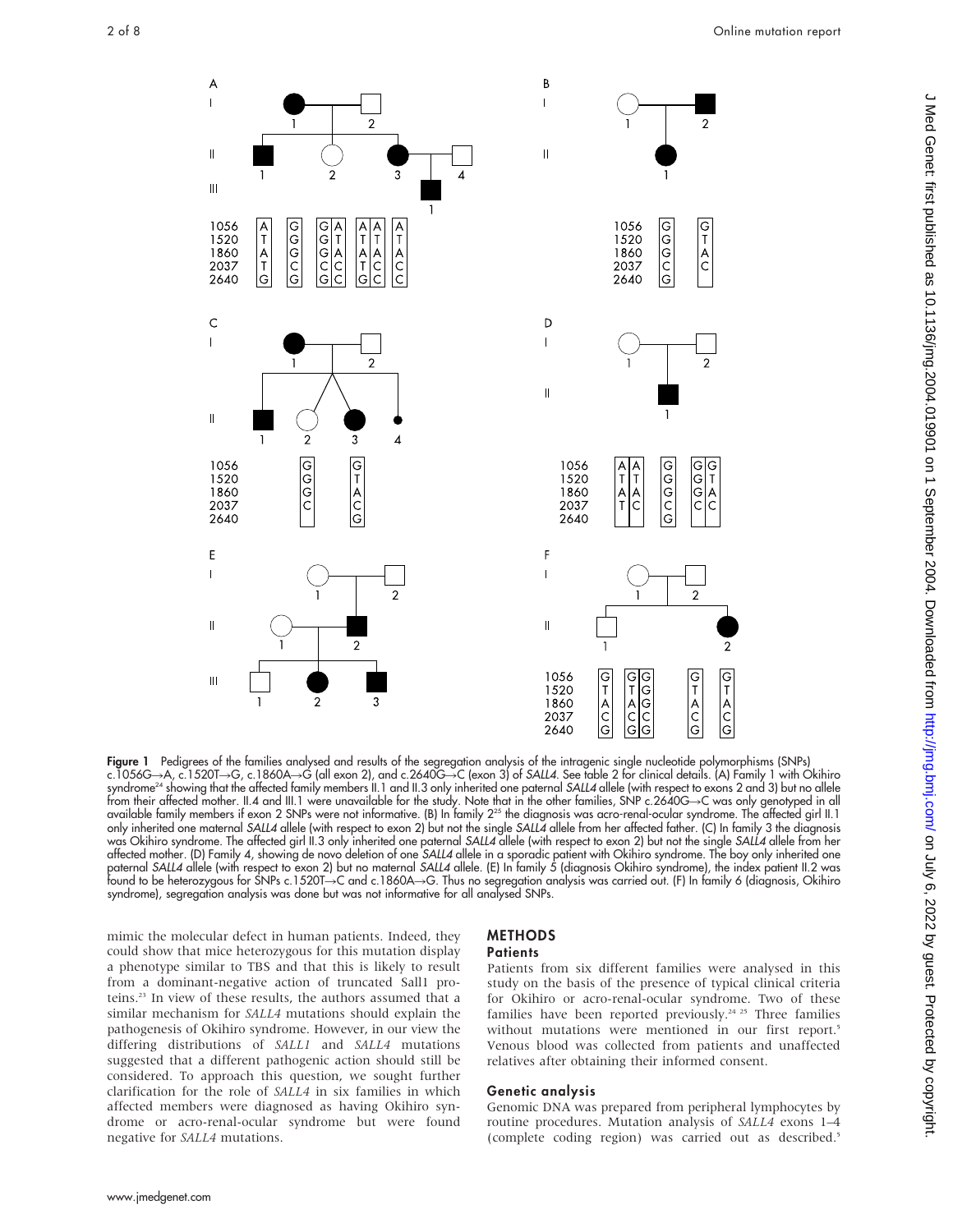**Figure 1** Pedigrees of the families analysed and results of the segregation analysis of the intragenic single nucleotide polymorphisms (SNPs) c.1056G→A, c.1520T→G, c.1860A→G (all exon 2), and c.2640G→C (exon 3) of *SALL4*. See table 2 for clinical details. (A) Family 1 with Okihiro syndrome[24] showing that the affected family members II.1 and II.3 only inherited one paternal *SALL4* allele (with respect to exons 2 and 3) but no allele from their affected mother. II.4 and III.1 were unavailable for the study. Note that in the other families, SNP c.2640G→C was only genotyped in all available family members if exon 2 SNPs were not informative. (B) In family 2[25] the diagnosis was acro-renal-ocular syndrome. The affected girl II.1 only inherited one maternal *SALL4* allele (with respect to exon 2) but not the single *SALL4* allele from her affected father. (C) In family 3 the diagnosis was Okihiro syndrome. The affected girl II.3 only inherited one paternal *SALL4* allele (with respect to exon 2) but not the single *SALL4* allele from her affected mother. (D) Family 4, showing de novo deletion of one *SALL4* allele in a sporadic patient with Okihiro syndrome. The boy only inherited one paternal *SALL4* allele (with respect to exon 2) but no maternal *SALL4* allele. (E) In family 5 (diagnosis Okihiro syndrome), the index patient II.2 was found to be heterozygous for SNPs c.1520T→C and c.1860A→G. Thus no segregation analysis was carried out. (F) In family 6 (diagnosis, Okihiro syndrome), segregation analysis was done but was not informative for all analysed SNPs.

mimic the molecular defect in human patients. Indeed, they could show that mice heterozygous for this mutation display a phenotype similar to TBS and that this is likely to result from a dominant-negative action of truncated Sall1 proteins.[23] In view of these results, the authors assumed that a similar mechanism for *SALL4* mutations should explain the pathogenesis of Okihiro syndrome. However, in our view the differing distributions of *SALL1* and *SALL4* mutations suggested that a different pathogenic action should still be considered. To approach this question, we sought further clarification for the role of *SALL4* in six families in which affected members were diagnosed as having Okihiro syndrome or acro-renal-ocular syndrome but were found negative for *SALL4* mutations.

## METHODS

### Patients

Patients from six different families were analysed in this study on the basis of the presence of typical clinical criteria for Okihiro or acro-renal-ocular syndrome. Two of these families have been reported previously.[24 25] Three families without mutations were mentioned in our first report.[5] Venous blood was collected from patients and unaffected relatives after obtaining their informed consent.

### Genetic analysis

Genomic DNA was prepared from peripheral lymphocytes by routine procedures. Mutation analysis of *SALL4* exons 1–4 (complete coding region) was carried out as described.[5]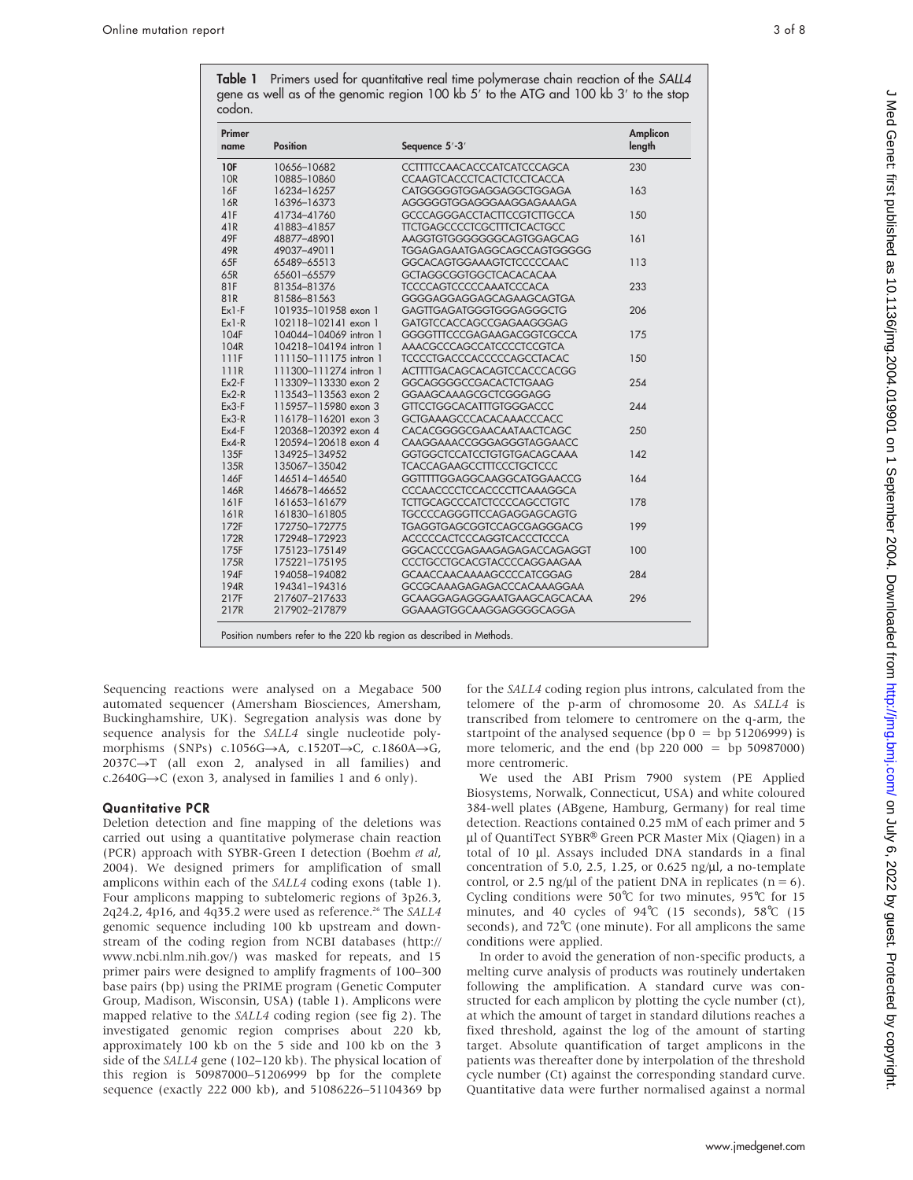**Table 1** Primers used for quantitative real time polymerase chain reaction of the *SALL4* gene as well as of the genomic region 100 kb 5′ to the ATG and 100 kb 3′ to the stop codon.

| Primer name | Position | Sequence 5′-3′ | Amplicon length |
|---|---|---|---|
| **10F** | 10656–10682 | CCTTTTCCAACACCCATCATCCCAGCA | 230 |
| 10R | 10885–10860 | CCAAGTCACCCTCACTCTCCTCACCA | |
| 16F | 16234–16257 | CATGGGGGTGGAGGAGGCTGGAGA | 163 |
| 16R | 16396–16373 | AGGGGGTGGAGGGAAGGAGAAAGA | |
| 41F | 41734–41760 | GCCCAGGGACCTACTTCCGTCTTGCCA | 150 |
| 41R | 41883–41857 | TTCTGAGCCCCTCGCTTTCTCACTGCC | |
| 49F | 48877–48901 | AAGGTGTGGGGGGGCAGTGGAGCAG | 161 |
| 49R | 49037–49011 | TGGAGAGAATGAGGCAGCCAGTGGGGG | |
| 65F | 65489–65513 | GGCACAGTGGAAAGTCTCCCCCAAC | 113 |
| 65R | 65601–65579 | GCTAGGCGGTGGCTCACACACAA | |
| 81F | 81354–81376 | TCCCCAGTCCCCCAAATCCCACA | 233 |
| 81R | 81586–81563 | GGGGAGGAGGAGCAGAAGCAGTGA | |
| Ex1-F | 101935–101958 exon 1 | GAGTTGAGATGGGTGGGAGGGCTG | 206 |
| Ex1-R | 102118–102141 exon 1 | GATGTCCACCAGCCGAGAAGGGAG | |
| 104F | 104044–104069 intron 1 | GGGGTTTCCCGAGAAGACGGTCGCCA | 175 |
| 104R | 104218–104194 intron 1 | AAACGCCCAGCCATCCCCTCCGTCA | |
| 111F | 111150–111175 intron 1 | TCCCCTGACCCACCCCCAGCCTACAC | 150 |
| 111R | 111300–111274 intron 1 | ACTTTTGACAGCACAGTCCACCCACGG | |
| Ex2-F | 113309–113330 exon 2 | GGCAGGGGCCGACACTCTGAAG | 254 |
| Ex2-R | 113543–113563 exon 2 | GGAAGCAAAGCGCTCGGGAGG | |
| Ex3-F | 115957–115980 exon 3 | GTTCCTGGCACATTTGTGGGACCC | 244 |
| Ex3-R | 116178–116201 exon 3 | GCTGAAAGCCCACACAAACCCACC | |
| Ex4-F | 120368–120392 exon 4 | CACACGGGGCGAACAATAACTCAGC | 250 |
| Ex4-R | 120594–120618 exon 4 | CAAGGAAACCGGGAGGGTAGGAACC | |
| 135F | 134925–134952 | GGTGGCTCCATCCTGTGTGACAGCAAA | 142 |
| 135R | 135067–135042 | TCACCAGAAGCCTTTCCCTGCTCCC | |
| 146F | 146514–146540 | GGTTTTTGGAGGCAAGGCATGGAACCG | 164 |
| 146R | 146678–146652 | CCCAACCCCTCCACCCCTTCAAAGGCA | |
| 161F | 161653–161679 | TCTTGCAGCCCATCTCCCCAGCCTGTC | 178 |
| 161R | 161830–161805 | TGCCCCAGGGTTCCAGAGGAGCAGTG | |
| 172F | 172750–172775 | TGAGGTGAGCGGTCCAGCGAGGGACG | 199 |
| 172R | 172948–172923 | ACCCCCACTCCCAGGTCACCCTCCCA | |
| 175F | 175123–175149 | GGCACCCCGAGAAGAGAGACCAGAGGT | 100 |
| 175R | 175221–175195 | CCCTGCCTGCACGTACCCCAGGAAGAA | |
| 194F | 194058–194082 | GCAACCAACAAAAGCCCCATCGGAG | 284 |
| 194R | 194341–194316 | GCCGCAAAGAGAGACCCACAAAGGAA | |
| 217F | 217607–217633 | GCAAGGAGAGGGAATGAAGCAGCACAA | 296 |
| 217R | 217902–217879 | GGAAAGTGGCAAGGAGGGGCAGGA | |

Position numbers refer to the 220 kb region as described in Methods.

Sequencing reactions were analysed on a Megabace 500 automated sequencer (Amersham Biosciences, Amersham, Buckinghamshire, UK). Segregation analysis was done by sequence analysis for the *SALL4* single nucleotide polymorphisms (SNPs) c.1056G→A, c.1520T→C, c.1860A→G, 2037C→T (all exon 2, analysed in all families) and c.2640G→C (exon 3, analysed in families 1 and 6 only).

### Quantitative PCR

Deletion detection and fine mapping of the deletions was carried out using a quantitative polymerase chain reaction (PCR) approach with SYBR-Green I detection (Boehm *et al*, 2004). We designed primers for amplification of small amplicons within each of the *SALL4* coding exons (table 1). Four amplicons mapping to subtelomeric regions of 3p26.3, 2q24.2, 4p16, and 4q35.2 were used as reference.[26] The *SALL4* genomic sequence including 100 kb upstream and downstream of the coding region from NCBI databases (http://www.ncbi.nlm.nih.gov/) was masked for repeats, and 15 primer pairs were designed to amplify fragments of 100–300 base pairs (bp) using the PRIME program (Genetic Computer Group, Madison, Wisconsin, USA) (table 1). Amplicons were mapped relative to the *SALL4* coding region (see fig 2). The investigated genomic region comprises about 220 kb, approximately 100 kb on the 5 side and 100 kb on the 3 side of the *SALL4* gene (102–120 kb). The physical location of this region is 50987000–51206999 bp for the complete sequence (exactly 222 000 kb), and 51086226–51104369 bp for the *SALL4* coding region plus introns, calculated from the telomere of the p-arm of chromosome 20. As *SALL4* is transcribed from telomere to centromere on the q-arm, the startpoint of the analysed sequence (bp 0 = bp 51206999) is more telomeric, and the end (bp 220 000 = bp 50987000) more centromeric.

We used the ABI Prism 7900 system (PE Applied Biosystems, Norwalk, Connecticut, USA) and white coloured 384-well plates (ABgene, Hamburg, Germany) for real time detection. Reactions contained 0.25 mM of each primer and 5 µl of QuantiTect SYBR® Green PCR Master Mix (Qiagen) in a total of 10 µl. Assays included DNA standards in a final concentration of 5.0, 2.5, 1.25, or 0.625 ng/µl, a non-template control, or 2.5 ng/µl of the patient DNA in replicates ($n = 6$). Cycling conditions were 50℃ for two minutes, 95℃ for 15 minutes, and 40 cycles of 94℃ (15 seconds), 58℃ (15 seconds), and 72℃ (one minute). For all amplicons the same conditions were applied.

In order to avoid the generation of non-specific products, a melting curve analysis of products was routinely undertaken following the amplification. A standard curve was constructed for each amplicon by plotting the cycle number (ct), at which the amount of target in standard dilutions reaches a fixed threshold, against the log of the amount of starting target. Absolute quantification of target amplicons in the patients was thereafter done by interpolation of the threshold cycle number (Ct) against the corresponding standard curve. Quantitative data were further normalised against a normal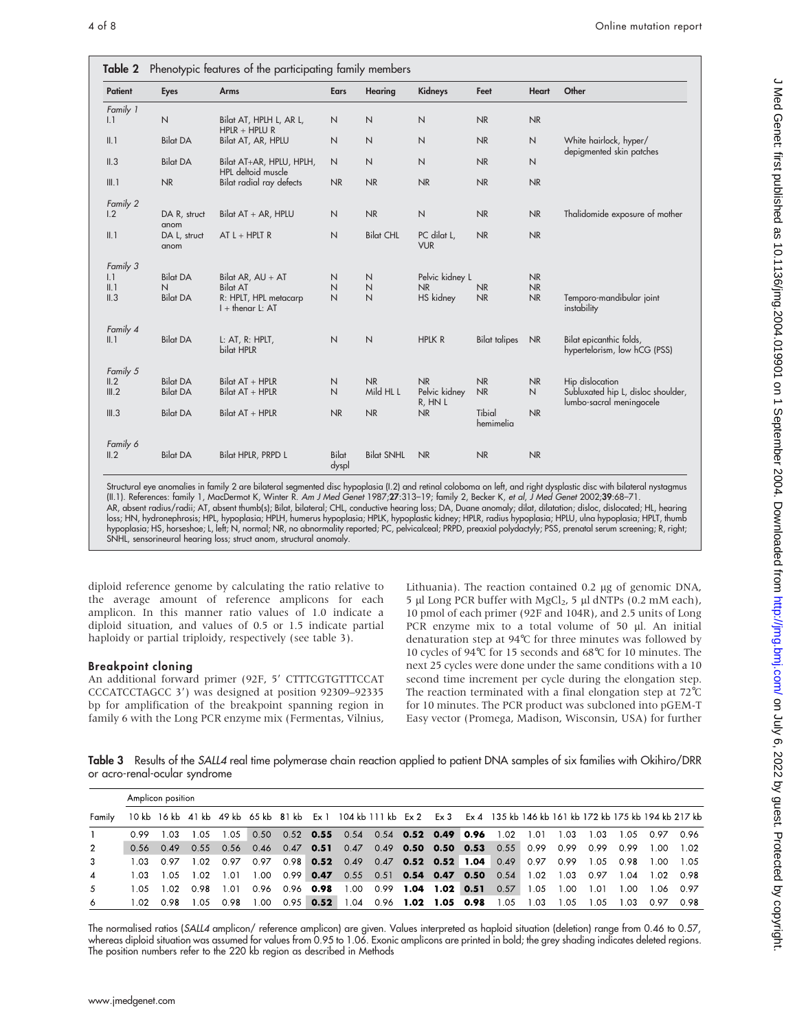**Table 2** Phenotypic features of the participating family members

| Patient | Eyes | Arms | Ears | Hearing | Kidneys | Feet | Heart | Other |
|---|---|---|---|---|---|---|---|---|
| *Family 1* | | | | | | | | |
| I.1 | N | Bilat AT, HPLH L, AR L, HPLR + HPLU R | N | N | N | NR | NR | |
| II.1 | Bilat DA | Bilat AT, AR, HPLU | N | N | N | NR | N | White hairlock, hyper/depigmented skin patches |
| II.3 | Bilat DA | Bilat AT+AR, HPLU, HPLH, HPL deltoid muscle | N | N | N | NR | N | |
| III.1 | NR | Bilat radial ray defects | NR | NR | NR | NR | NR | |
| *Family 2* | | | | | | | | |
| I.2 | DA R, struct anom | Bilat AT + AR, HPLU | N | NR | N | NR | NR | Thalidomide exposure of mother |
| II.1 | DA L, struct anom | AT L + HPLT R | N | Bilat CHL | PC dilat L, VUR | NR | NR | |
| *Family 3* | | | | | | | | |
| I.1 | Bilat DA | Bilat AR, AU + AT | N | N | Pelvic kidney L | | NR | |
| II.1 | N | Bilat AT | N | N | NR | NR | NR | |
| II.3 | Bilat DA | R: HPLT, HPL metacarp I + thenar L: AT | N | N | HS kidney | NR | NR | Temporo-mandibular joint instability |
| *Family 4* | | | | | | | | |
| II.1 | Bilat DA | L: AT, R: HPLT, bilat HPLR | N | N | HPLK R | Bilat talipes | NR | Bilat epicanthic folds, hypertelorism, low hCG (PSS) |
| *Family 5* | | | | | | | | |
| II.2 | Bilat DA | Bilat AT + HPLR | N | NR | NR | NR | NR | Hip dislocation |
| III.2 | Bilat DA | Bilat AT + HPLR | N | Mild HL L | Pelvic kidney R, HN L | NR | N | Subluxated hip L, disloc shoulder, lumbo-sacral meningocele |
| III.3 | Bilat DA | Bilat AT + HPLR | NR | NR | NR | Tibial hemimelia | NR | |
| *Family 6* | | | | | | | | |
| II.2 | Bilat DA | Bilat HPLR, PRPD L | Bilat dyspl | Bilat SNHL | NR | NR | NR | |

Structural eye anomalies in family 2 are bilateral segmented disc hypoplasia (I.2) and retinal coloboma on left, and right dysplastic disc with bilateral nystagmus (II.1). References: family 1, MacDermot K, Winter R. *Am J Med Genet* 1987;**27**:313–19; family 2, Becker K, *et al*, *J Med Genet* 2002;**39**:68–71.
AR, absent radius/radii; AT, absent thumb(s); Bilat, bilateral; CHL, conductive hearing loss; DA, Duane anomaly; dilat, dilatation; disloc, dislocated; HL, hearing loss; HN, hydronephrosis; HPL, hypoplasia; HPLH, humerus hypoplasia; HPLK, hypoplastic kidney; HPLR, radius hypoplasia; HPLU, ulna hypoplasia; HPLT, thumb hypoplasia; HS, horseshoe; L, left; N, normal; NR, no abnormality reported; PC, pelvicalceal; PRPD, preaxial polydactyly; PSS, prenatal serum screening; R, right; SNHL, sensorineural hearing loss; struct anom, structural anomaly.

diploid reference genome by calculating the ratio relative to the average amount of reference amplicons for each amplicon. In this manner ratio values of 1.0 indicate a diploid situation, and values of 0.5 or 1.5 indicate partial haploidy or partial triploidy, respectively (see table 3).

### Breakpoint cloning

An additional forward primer (92F, 5′ CTTTCGTGTTTCCAT CCCATCCTAGCC 3′) was designed at position 92309–92335 bp for amplification of the breakpoint spanning region in family 6 with the Long PCR enzyme mix (Fermentas, Vilnius, Lithuania). The reaction contained 0.2 µg of genomic DNA, 5 µl Long PCR buffer with $MgCl_2$, 5 µl dNTPs (0.2 mM each), 10 pmol of each primer (92F and 104R), and 2.5 units of Long PCR enzyme mix to a total volume of 50 µl. An initial denaturation step at 94°C for three minutes was followed by 10 cycles of 94°C for 15 seconds and 68°C for 10 minutes. The next 25 cycles were done under the same conditions with a 10 second time increment per cycle during the elongation step. The reaction terminated with a final elongation step at 72°C for 10 minutes. The PCR product was subcloned into pGEM-T Easy vector (Promega, Madison, Wisconsin, USA) for further

**Table 3** Results of the *SALL4* real time polymerase chain reaction applied to patient DNA samples of six families with Okihiro/DRR or acro-renal-ocular syndrome

| | Amplicon position | | | | | | | | | | | | | | | | | | | |
|---|---|---|---|---|---|---|---|---|---|---|---|---|---|---|---|---|---|---|---|---|
| Family | 10 kb | 16 kb | 41 kb | 49 kb | 65 kb | 81 kb | **Ex 1** | 104 kb | 111 kb | **Ex 2** | **Ex 3** | **Ex 4** | 135 kb | 146 kb | 161 kb | 172 kb | 175 kb | 194 kb | 217 kb |
| 1 | 0.99 | 1.03 | 1.05 | 1.05 | 0.50 | 0.52 | **0.55** | 0.54 | 0.54 | **0.52** | **0.49** | **0.96** | 1.02 | 1.01 | 1.03 | 1.03 | 1.05 | 0.97 | 0.96 |
| 2 | 0.56 | 0.49 | 0.55 | 0.56 | 0.46 | 0.47 | **0.51** | 0.47 | 0.49 | **0.50** | **0.50** | **0.53** | 0.55 | 0.99 | 0.99 | 0.99 | 0.99 | 1.00 | 1.02 |
| 3 | 1.03 | 0.97 | 1.02 | 0.97 | 0.97 | 0.98 | **0.52** | 0.49 | 0.47 | **0.52** | **0.52** | **1.04** | 0.49 | 0.97 | 0.99 | 1.05 | 0.98 | 1.00 | 1.05 |
| 4 | 1.03 | 1.05 | 1.02 | 1.01 | 1.00 | 0.99 | **0.47** | 0.55 | 0.51 | **0.54** | **0.47** | **0.50** | 0.54 | 1.02 | 1.03 | 0.97 | 1.04 | 1.02 | 0.98 |
| 5 | 1.05 | 1.02 | 0.98 | 1.01 | 0.96 | 0.96 | **0.98** | 1.00 | 0.99 | **1.04** | **1.02** | **0.51** | 0.57 | 1.05 | 1.00 | 1.01 | 1.00 | 1.06 | 0.97 |
| 6 | 1.02 | 0.98 | 1.05 | 0.98 | 1.00 | 0.95 | **0.52** | 1.04 | 0.96 | **1.02** | **1.05** | **0.98** | 1.05 | 1.03 | 1.05 | 1.05 | 1.03 | 0.97 | 0.98 |

The normalised ratios (*SALL4* amplicon/ reference amplicon) are given. Values interpreted as haploid situation (deletion) range from 0.46 to 0.57, whereas diploid situation was assumed for values from 0.95 to 1.06. Exonic amplicons are printed in bold; the grey shading indicates deleted regions. The position numbers refer to the 220 kb region as described in Methods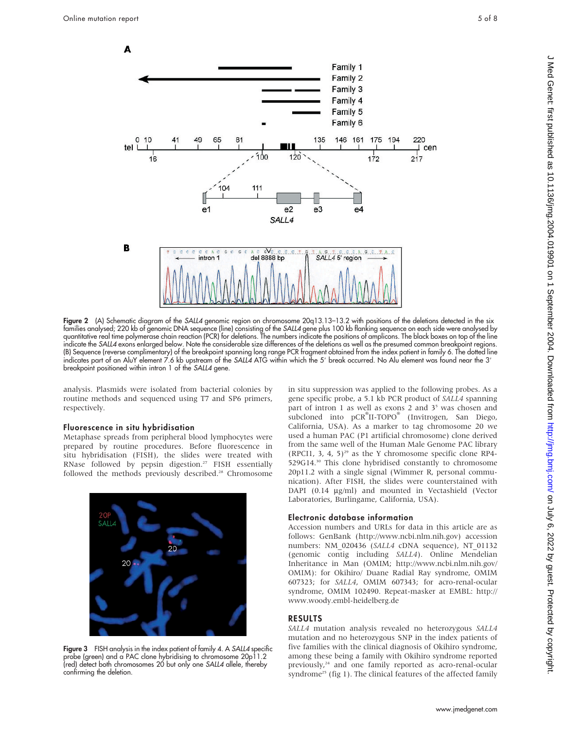Figure 2 (A) Schematic diagram of the *SALL4* genomic region on chromosome 20q13.13–13.2 with positions of the deletions detected in the six families analysed; 220 kb of genomic DNA sequence (line) consisting of the *SALL4* gene plus 100 kb flanking sequence on each side were analysed by quantitative real time polymerase chain reaction (PCR) for deletions. The numbers indicate the positions of amplicons. The black boxes on top of the line indicate the *SALL4* exons enlarged below. Note the considerable size differences of the deletions as well as the presumed common breakpoint regions. (B) Sequence (reverse complimentary) of the breakpoint spanning long range PCR fragment obtained from the index patient in family 6. The dotted line indicates part of an AluY element 7.6 kb upstream of the *SALL4* ATG within which the 5′ break occurred. No Alu element was found near the 3′ breakpoint positioned within intron 1 of the *SALL4* gene.

analysis. Plasmids were isolated from bacterial colonies by routine methods and sequenced using T7 and SP6 primers, respectively.

### Fluorescence in situ hybridisation

Metaphase spreads from peripheral blood lymphocytes were prepared by routine procedures. Before fluorescence in situ hybridisation (FISH), the slides were treated with RNase followed by pepsin digestion.[27] FISH essentially followed the methods previously described.[28] Chromosome in situ suppression was applied to the following probes. As a gene specific probe, a 5.1 kb PCR product of *SALL4* spanning part of intron 1 as well as exons 2 and 3[5] was chosen and subcloned into pCR®II-TOPO® (Invitrogen, San Diego, California, USA). As a marker to tag chromosome 20 we used a human PAC (P1 artificial chromosome) clone derived from the same well of the Human Male Genome PAC library (RPCI1, 3, 4, 5)[29] as the Y chromosome specific clone RP4-529G14.[30] This clone hybridised constantly to chromosome 20p11.2 with a single signal (Wimmer R, personal communication). After FISH, the slides were counterstained with DAPI (0.14 µg/ml) and mounted in Vectashield (Vector Laboratories, Burlingame, California, USA).

Figure 3 FISH analysis in the index patient of family 4. A *SALL4* specific probe (green) and a PAC clone hybridising to chromosome 20p11.2 (red) detect both chromosomes 20 but only one *SALL4* allele, thereby confirming the deletion.

### Electronic database information

Accession numbers and URLs for data in this article are as follows: GenBank (http://www.ncbi.nlm.nih.gov) accession numbers: NM_020436 (*SALL4* cDNA sequence), NT_01132 (genomic contig including *SALL4*). Online Mendelian Inheritance in Man (OMIM; http://www.ncbi.nlm.nih.gov/OMIM): for Okihiro/ Duane Radial Ray syndrome, OMIM 607323; for *SALL4*, OMIM 607343; for acro-renal-ocular syndrome, OMIM 102490. Repeat-masker at EMBL: http://www.woody.embl-heidelberg.de

## RESULTS

*SALL4* mutation analysis revealed no heterozygous *SALL4* mutation and no heterozygous SNP in the index patients of five families with the clinical diagnosis of Okihiro syndrome, among these being a family with Okihiro syndrome reported previously,[24] and one family reported as acro-renal-ocular syndrome[25] (fig 1). The clinical features of the affected family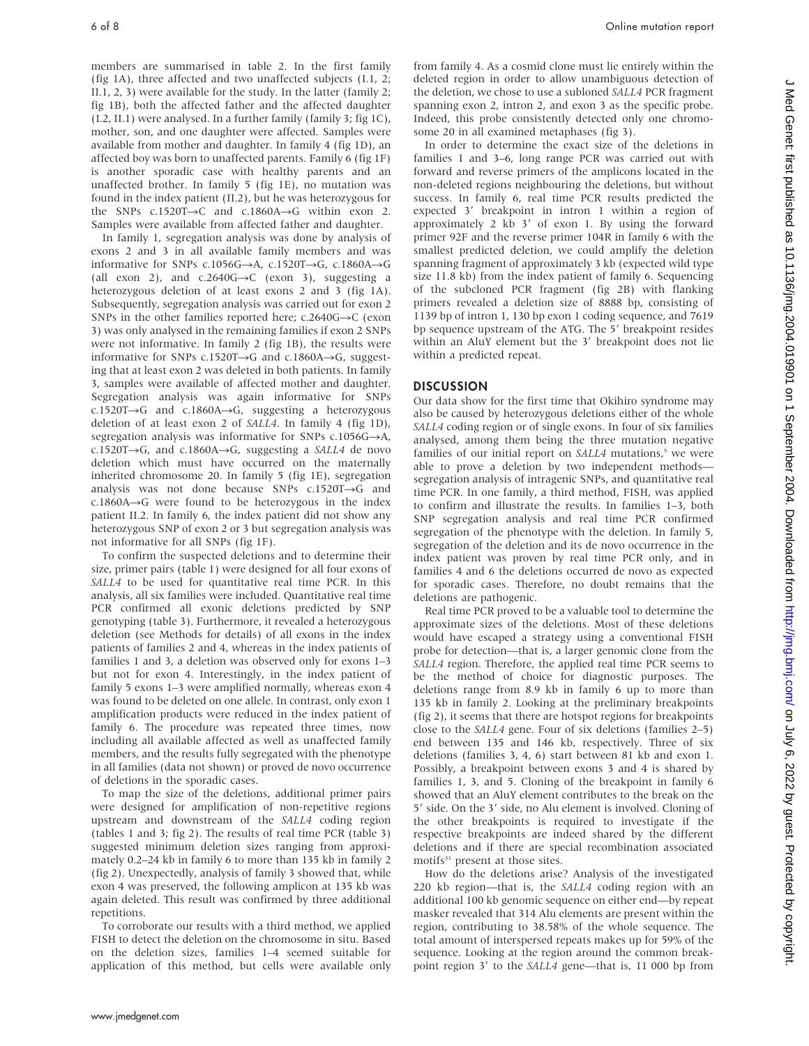members are summarised in table 2. In the first family (fig 1A), three affected and two unaffected subjects (I.1, 2; II.1, 2, 3) were available for the study. In the latter (family 2; fig 1B), both the affected father and the affected daughter (I.2, II.1) were analysed. In a further family (family 3; fig 1C), mother, son, and one daughter were affected. Samples were available from mother and daughter. In family 4 (fig 1D), an affected boy was born to unaffected parents. Family 6 (fig 1F) is another sporadic case with healthy parents and an unaffected brother. In family 5 (fig 1E), no mutation was found in the index patient (II.2), but he was heterozygous for the SNPs c.1520T→C and c.1860A→G within exon 2. Samples were available from affected father and daughter.

In family 1, segregation analysis was done by analysis of exons 2 and 3 in all available family members and was informative for SNPs c.1056G→A, c.1520T→G, c.1860A→G (all exon 2), and c.2640G→C (exon 3), suggesting a heterozygous deletion of at least exons 2 and 3 (fig 1A). Subsequently, segregation analysis was carried out for exon 2 SNPs in the other families reported here; c.2640G→C (exon 3) was only analysed in the remaining families if exon 2 SNPs were not informative. In family 2 (fig 1B), the results were informative for SNPs c.1520T→G and c.1860A→G, suggesting that at least exon 2 was deleted in both patients. In family 3, samples were available of affected mother and daughter. Segregation analysis was again informative for SNPs c.1520T→G and c.1860A→G, suggesting a heterozygous deletion of at least exon 2 of *SALL4*. In family 4 (fig 1D), segregation analysis was informative for SNPs c.1056G→A, c.1520T→G, and c.1860A→G, suggesting a *SALL4* de novo deletion which must have occurred on the maternally inherited chromosome 20. In family 5 (fig 1E), segregation analysis was not done because SNPs c.1520T→G and c.1860A→G were found to be heterozygous in the index patient II.2. In family 6, the index patient did not show any heterozygous SNP of exon 2 or 3 but segregation analysis was not informative for all SNPs (fig 1F).

To confirm the suspected deletions and to determine their size, primer pairs (table 1) were designed for all four exons of *SALL4* to be used for quantitative real time PCR. In this analysis, all six families were included. Quantitative real time PCR confirmed all exonic deletions predicted by SNP genotyping (table 3). Furthermore, it revealed a heterozygous deletion (see Methods for details) of all exons in the index patients of families 2 and 4, whereas in the index patients of families 1 and 3, a deletion was observed only for exons 1–3 but not for exon 4. Interestingly, in the index patient of family 5 exons 1–3 were amplified normally, whereas exon 4 was found to be deleted on one allele. In contrast, only exon 1 amplification products were reduced in the index patient of family 6. The procedure was repeated three times, now including all available affected as well as unaffected family members, and the results fully segregated with the phenotype in all families (data not shown) or proved de novo occurrence of deletions in the sporadic cases.

To map the size of the deletions, additional primer pairs were designed for amplification of non-repetitive regions upstream and downstream of the *SALL4* coding region (tables 1 and 3; fig 2). The results of real time PCR (table 3) suggested minimum deletion sizes ranging from approximately 0.2–24 kb in family 6 to more than 135 kb in family 2 (fig 2). Unexpectedly, analysis of family 3 showed that, while exon 4 was preserved, the following amplicon at 135 kb was again deleted. This result was confirmed by three additional repetitions.

To corroborate our results with a third method, we applied FISH to detect the deletion on the chromosome in situ. Based on the deletion sizes, families 1–4 seemed suitable for application of this method, but cells were available only from family 4. As a cosmid clone must lie entirely within the deleted region in order to allow unambiguous detection of the deletion, we chose to use a subloned *SALL4* PCR fragment spanning exon 2, intron 2, and exon 3 as the specific probe. Indeed, this probe consistently detected only one chromosome 20 in all examined metaphases (fig 3).

In order to determine the exact size of the deletions in families 1 and 3–6, long range PCR was carried out with forward and reverse primers of the amplicons located in the non-deleted regions neighbouring the deletions, but without success. In family 6, real time PCR results predicted the expected 3′ breakpoint in intron 1 within a region of approximately 2 kb 3′ of exon 1. By using the forward primer 92F and the reverse primer 104R in family 6 with the smallest predicted deletion, we could amplify the deletion spanning fragment of approximately 3 kb (expected wild type size 11.8 kb) from the index patient of family 6. Sequencing of the subcloned PCR fragment (fig 2B) with flanking primers revealed a deletion size of 8888 bp, consisting of 1139 bp of intron 1, 130 bp exon 1 coding sequence, and 7619 bp sequence upstream of the ATG. The 5′ breakpoint resides within an AluY element but the 3′ breakpoint does not lie within a predicted repeat.

## DISCUSSION

Our data show for the first time that Okihiro syndrome may also be caused by heterozygous deletions either of the whole *SALL4* coding region or of single exons. In four of six families analysed, among them being the three mutation negative families of our initial report on *SALL4* mutations,[5] we were able to prove a deletion by two independent methods—segregation analysis of intragenic SNPs, and quantitative real time PCR. In one family, a third method, FISH, was applied to confirm and illustrate the results. In families 1–3, both SNP segregation analysis and real time PCR confirmed segregation of the phenotype with the deletion. In family 5, segregation of the deletion and its de novo occurrence in the index patient was proven by real time PCR only, and in families 4 and 6 the deletions occurred de novo as expected for sporadic cases. Therefore, no doubt remains that the deletions are pathogenic.

Real time PCR proved to be a valuable tool to determine the approximate sizes of the deletions. Most of these deletions would have escaped a strategy using a conventional FISH probe for detection—that is, a larger genomic clone from the *SALL4* region. Therefore, the applied real time PCR seems to be the method of choice for diagnostic purposes. The deletions range from 8.9 kb in family 6 up to more than 135 kb in family 2. Looking at the preliminary breakpoints (fig 2), it seems that there are hotspot regions for breakpoints close to the *SALL4* gene. Four of six deletions (families 2–5) end between 135 and 146 kb, respectively. Three of six deletions (families 3, 4, 6) start between 81 kb and exon 1. Possibly, a breakpoint between exons 3 and 4 is shared by families 1, 3, and 5. Cloning of the breakpoint in family 6 showed that an AluY element contributes to the break on the 5′ side. On the 3′ side, no Alu element is involved. Cloning of the other breakpoints is required to investigate if the respective breakpoints are indeed shared by the different deletions and if there are special recombination associated motifs[31] present at those sites.

How do the deletions arise? Analysis of the investigated 220 kb region—that is, the *SALL4* coding region with an additional 100 kb genomic sequence on either end—by repeat masker revealed that 314 Alu elements are present within the region, contributing to 38.58% of the whole sequence. The total amount of interspersed repeats makes up for 59% of the sequence. Looking at the region around the common breakpoint region 3′ to the *SALL4* gene—that is, 11 000 bp from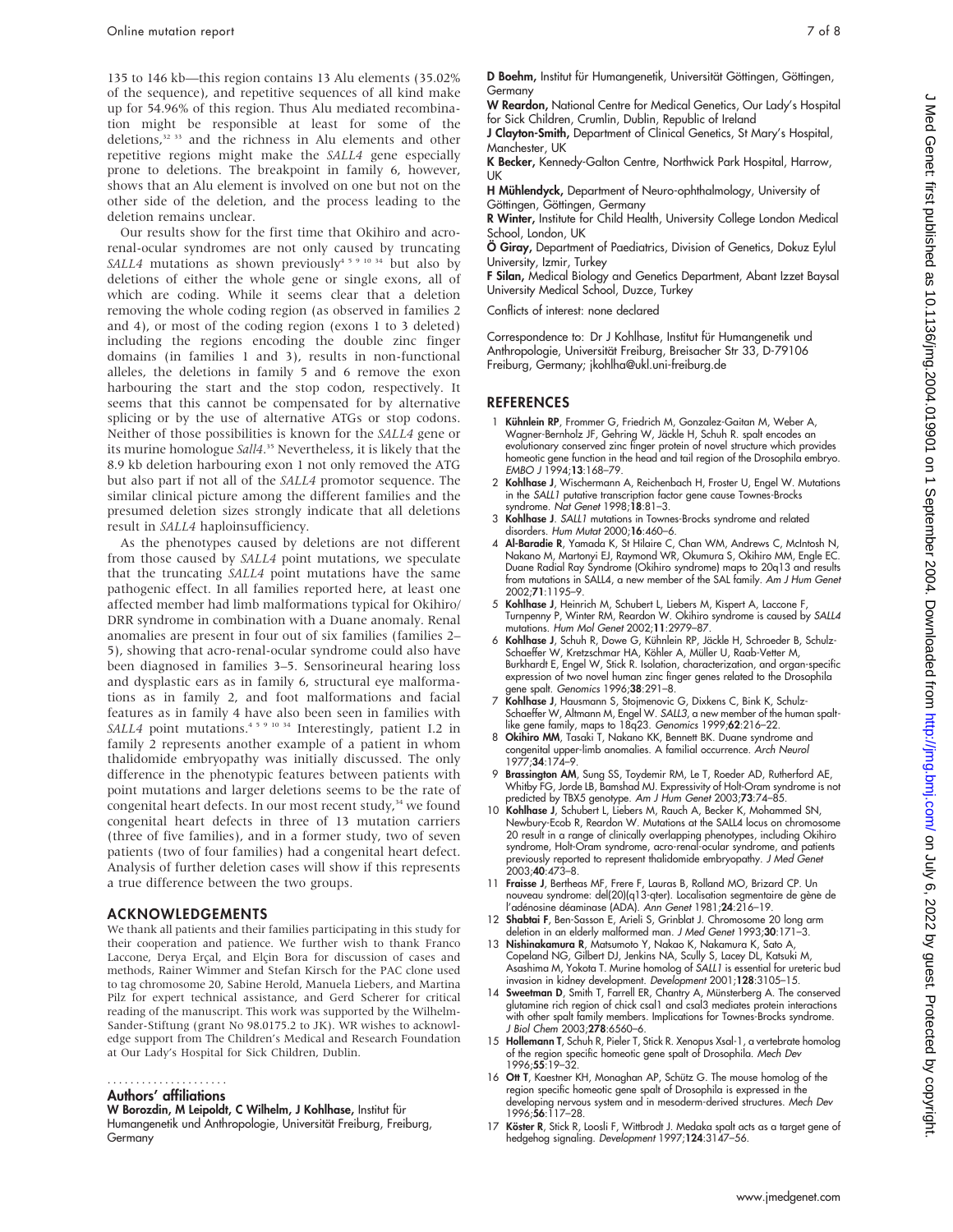135 to 146 kb—this region contains 13 Alu elements (35.02% of the sequence), and repetitive sequences of all kind make up for 54.96% of this region. Thus Alu mediated recombination might be responsible at least for some of the deletions,[32 33] and the richness in Alu elements and other repetitive regions might make the *SALL4* gene especially prone to deletions. The breakpoint in family 6, however, shows that an Alu element is involved on one but not on the other side of the deletion, and the process leading to the deletion remains unclear.

Our results show for the first time that Okihiro and acro-renal-ocular syndromes are not only caused by truncating *SALL4* mutations as shown previously[4 5 9 10 34] but also by deletions of either the whole gene or single exons, all of which are coding. While it seems clear that a deletion removing the whole coding region (as observed in families 2 and 4), or most of the coding region (exons 1 to 3 deleted) including the regions encoding the double zinc finger domains (in families 1 and 3), results in non-functional alleles, the deletions in family 5 and 6 remove the exon harbouring the start and the stop codon, respectively. It seems that this cannot be compensated for by alternative splicing or by the use of alternative ATGs or stop codons. Neither of those possibilities is known for the *SALL4* gene or its murine homologue *Sall4*.[35] Nevertheless, it is likely that the 8.9 kb deletion harbouring exon 1 not only removed the ATG but also part if not all of the *SALL4* promotor sequence. The similar clinical picture among the different families and the presumed deletion sizes strongly indicate that all deletions result in *SALL4* haploinsufficiency.

As the phenotypes caused by deletions are not different from those caused by *SALL4* point mutations, we speculate that the truncating *SALL4* point mutations have the same pathogenic effect. In all families reported here, at least one affected member had limb malformations typical for Okihiro/DRR syndrome in combination with a Duane anomaly. Renal anomalies are present in four out of six families (families 2–5), showing that acro-renal-ocular syndrome could also have been diagnosed in families 3–5. Sensorineural hearing loss and dysplastic ears as in family 6, structural eye malformations as in family 2, and foot malformations and facial features as in family 4 have also been seen in families with *SALL4* point mutations.[4 5 9 10 34] Interestingly, patient I.2 in family 2 represents another example of a patient in whom thalidomide embryopathy was initially discussed. The only difference in the phenotypic features between patients with point mutations and larger deletions seems to be the rate of congenital heart defects. In our most recent study,[34] we found congenital heart defects in three of 13 mutation carriers (three of five families), and in a former study, two of seven patients (two of four families) had a congenital heart defect. Analysis of further deletion cases will show if this represents a true difference between the two groups.

## ACKNOWLEDGEMENTS

We thank all patients and their families participating in this study for their cooperation and patience. We further wish to thank Franco Laccone, Derya Erçal, and Elçin Bora for discussion of cases and methods, Rainer Wimmer and Stefan Kirsch for the PAC clone used to tag chromosome 20, Sabine Herold, Manuela Liebers, and Martina Pilz for expert technical assistance, and Gerd Scherer for critical reading of the manuscript. This work was supported by the Wilhelm-Sander-Stiftung (grant No 98.0175.2 to JK). WR wishes to acknowledge support from The Children's Medical and Research Foundation at Our Lady's Hospital for Sick Children, Dublin.

## Authors' affiliations

**W Borozdin, M Leipoldt, C Wilhelm, J Kohlhase,** Institut für Humangenetik und Anthropologie, Universität Freiburg, Freiburg, Germany

**D Boehm,** Institut für Humangenetik, Universität Göttingen, Göttingen, Germany

**W Reardon,** National Centre for Medical Genetics, Our Lady's Hospital for Sick Children, Crumlin, Dublin, Republic of Ireland

**J Clayton-Smith,** Department of Clinical Genetics, St Mary's Hospital, Manchester, UK

**K Becker,** Kennedy-Galton Centre, Northwick Park Hospital, Harrow, UK

**H Mühlendyck,** Department of Neuro-ophthalmology, University of Göttingen, Göttingen, Germany

**R Winter,** Institute for Child Health, University College London Medical School, London, UK

**Ö Giray,** Department of Paediatrics, Division of Genetics, Dokuz Eylul University, Izmir, Turkey

**F Silan,** Medical Biology and Genetics Department, Abant Izzet Baysal University Medical School, Duzce, Turkey

Conflicts of interest: none declared

Correspondence to: Dr J Kohlhase, Institut für Humangenetik und Anthropologie, Universität Freiburg, Breisacher Str 33, D-79106 Freiburg, Germany; jkohlha@ukl.uni-freiburg.de

## REFERENCES

1. **Kühnlein RP**, Frommer G, Friedrich M, Gonzalez-Gaitan M, Weber A, Wagner-Bernholz JF, Gehring W, Jäckle H, Schuh R. spalt encodes an evolutionary conserved zinc finger protein of novel structure which provides homeotic gene function in the head and tail region of the Drosophila embryo. *EMBO J* 1994;**13**:168–79.
2. **Kohlhase J**, Wischermann A, Reichenbach H, Froster U, Engel W. Mutations in the *SALL1* putative transcription factor gene cause Townes-Brocks syndrome. *Nat Genet* 1998;**18**:81–3.
3. **Kohlhase J**. *SALL1* mutations in Townes-Brocks syndrome and related disorders. *Hum Mutat* 2000;**16**:460–6.
4. **Al-Baradie R**, Yamada K, St Hilaire C, Chan WM, Andrews C, McIntosh N, Nakano M, Martonyi EJ, Raymond WR, Okumura S, Okihiro MM, Engle EC. Duane Radial Ray Syndrome (Okihiro syndrome) maps to 20q13 and results from mutations in SALL4, a new member of the SAL family. *Am J Hum Genet* 2002;**71**:1195–9.
5. **Kohlhase J**, Heinrich M, Schubert L, Liebers M, Kispert A, Laccone F, Turnpenny P, Winter RM, Reardon W. Okihiro syndrome is caused by *SALL4* mutations. *Hum Mol Genet* 2002;**11**:2979–87.
6. **Kohlhase J**, Schuh R, Dowe G, Kühnlein RP, Jäckle H, Schroeder B, Schulz-Schaeffer W, Kretzschmar HA, Köhler A, Müller U, Raab-Vetter M, Burkhardt E, Engel W, Stick R. Isolation, characterization, and organ-specific expression of two novel human zinc finger genes related to the Drosophila gene spalt. *Genomics* 1996;**38**:291–8.
7. **Kohlhase J**, Hausmann S, Stojmenovic G, Dixkens C, Bink K, Schulz-Schaeffer W, Altmann M, Engel W. *SALL3*, a new member of the human spalt-like gene family, maps to 18q23. *Genomics* 1999;**62**:216–22.
8. **Okihiro MM**, Tasaki T, Nakano KK, Bennett BK. Duane syndrome and congenital upper-limb anomalies. A familial occurrence. *Arch Neurol* 1977;**34**:174–9.
9. **Brassington AM**, Sung SS, Toydemir RM, Le T, Roeder AD, Rutherford AE, Whitby FG, Jorde LB, Bamshad MJ. Expressivity of Holt-Oram syndrome is not predicted by TBX5 genotype. *Am J Hum Genet* 2003;**73**:74–85.
10. **Kohlhase J**, Schubert L, Liebers M, Rauch A, Becker K, Mohammed SN, Newbury-Ecob R, Reardon W. Mutations at the SALL4 locus on chromosome 20 result in a range of clinically overlapping phenotypes, including Okihiro syndrome, Holt-Oram syndrome, acro-renal-ocular syndrome, and patients previously reported to represent thalidomide embryopathy. *J Med Genet* 2003;**40**:473–8.
11. **Fraisse J**, Bertheas MF, Frere F, Lauras B, Rolland MO, Brizard CP. Un nouveau syndrome: del(20)(q13-qter). Localisation segmentaire de gène de l'adénosine déaminase (ADA). *Ann Genet* 1981;**24**:216–19.
12. **Shabtai F**, Ben-Sasson E, Arieli S, Grinblat J. Chromosome 20 long arm deletion in an elderly malformed man. *J Med Genet* 1993;**30**:171–3.
13. **Nishinakamura R**, Matsumoto Y, Nakao K, Nakamura K, Sato A, Copeland NG, Gilbert DJ, Jenkins NA, Scully S, Lacey DL, Katsuki M, Asashima M, Yokota T. Murine homolog of *SALL1* is essential for ureteric bud invasion in kidney development. *Development* 2001;**128**:3105–15.
14. **Sweetman D**, Smith T, Farrell ER, Chantry A, Münsterberg A. The conserved glutamine rich region of chick csal1 and csal3 mediates protein interactions with other spalt family members. Implications for Townes-Brocks syndrome. *J Biol Chem* 2003;**278**:6560–6.
15. **Hollemann T**, Schuh R, Pieler T, Stick R. Xenopus Xsal-1, a vertebrate homolog of the region specific homeotic gene spalt of Drosophila. *Mech Dev* 1996;**55**:19–32.
16. **Ott T**, Kaestner KH, Monaghan AP, Schütz G. The mouse homolog of the region specific homeotic gene spalt of Drosophila is expressed in the developing nervous system and in mesoderm-derived structures. *Mech Dev* 1996;**56**:117–28.
17. **Köster R**, Stick R, Loosli F, Wittbrodt J. Medaka spalt acts as a target gene of hedgehog signaling. *Development* 1997;**124**:3147–56.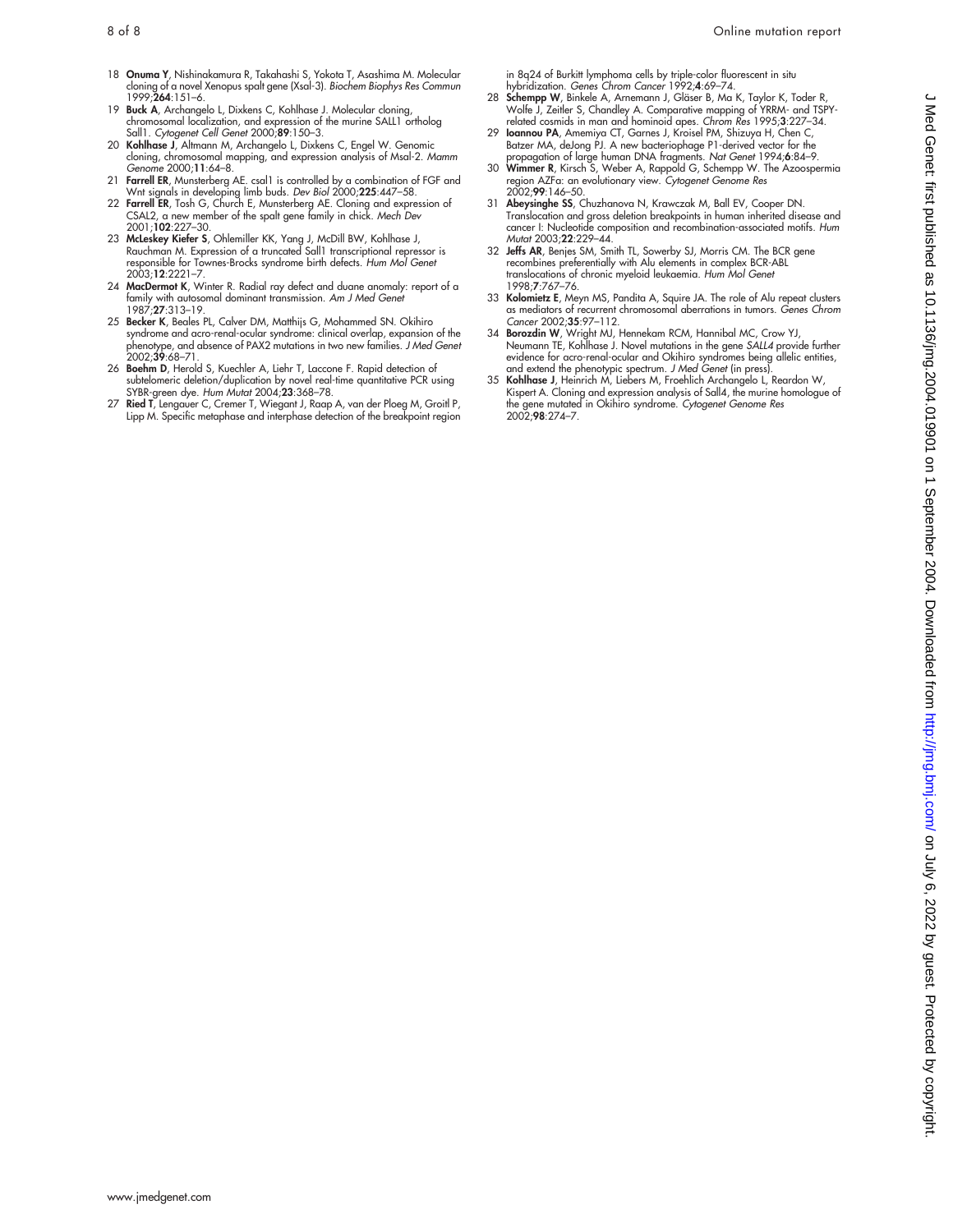18 **Onuma Y**, Nishinakamura R, Takahashi S, Yokota T, Asashima M. Molecular cloning of a novel Xenopus spalt gene (Xsal-3). *Biochem Biophys Res Commun* 1999;**264**:151–6.

19 **Buck A**, Archangelo L, Dixkens C, Kohlhase J. Molecular cloning, chromosomal localization, and expression of the murine SALL1 ortholog Sall1. *Cytogenet Cell Genet* 2000;**89**:150–3.

20 **Kohlhase J**, Altmann M, Archangelo L, Dixkens C, Engel W. Genomic cloning, chromosomal mapping, and expression analysis of Msal-2. *Mamm Genome* 2000;**11**:64–8.

21 **Farrell ER**, Munsterberg AE. csal1 is controlled by a combination of FGF and Wnt signals in developing limb buds. *Dev Biol* 2000;**225**:447–58.

22 **Farrell ER**, Tosh G, Church E, Munsterberg AE. Cloning and expression of CSAL2, a new member of the spalt gene family in chick. *Mech Dev* 2001;**102**:227–30.

23 **McLeskey Kiefer S**, Ohlemiller KK, Yang J, McDill BW, Kohlhase J, Rauchman M. Expression of a truncated Sall1 transcriptional repressor is responsible for Townes-Brocks syndrome birth defects. *Hum Mol Genet* 2003;**12**:2221–7.

24 **MacDermot K**, Winter R. Radial ray defect and duane anomaly: report of a family with autosomal dominant transmission. *Am J Med Genet* 1987;**27**:313–19.

25 **Becker K**, Beales PL, Calver DM, Matthijs G, Mohammed SN. Okihiro syndrome and acro-renal-ocular syndrome: clinical overlap, expansion of the phenotype, and absence of PAX2 mutations in two new families. *J Med Genet* 2002;**39**:68–71.

26 **Boehm D**, Herold S, Kuechler A, Liehr T, Laccone F. Rapid detection of subtelomeric deletion/duplication by novel real-time quantitative PCR using SYBR-green dye. *Hum Mutat* 2004;**23**:368–78.

27 **Ried T**, Lengauer C, Cremer T, Wiegant J, Raap A, van der Ploeg M, Groitl P, Lipp M. Specific metaphase and interphase detection of the breakpoint region in 8q24 of Burkitt lymphoma cells by triple-color fluorescent in situ hybridization. *Genes Chrom Cancer* 1992;**4**:69–74.

28 **Schempp W**, Binkele A, Arnemann J, Gläser B, Ma K, Taylor K, Toder R, Wolfe J, Zeitler S, Chandley A. Comparative mapping of YRRM- and TSPY-related cosmids in man and hominoid apes. *Chrom Res* 1995;**3**:227–34.

29 **Ioannou PA**, Amemiya CT, Garnes J, Kroisel PM, Shizuya H, Chen C, Batzer MA, deJong PJ. A new bacteriophage P1-derived vector for the propagation of large human DNA fragments. *Nat Genet* 1994;**6**:84–9.

30 **Wimmer R**, Kirsch S, Weber A, Rappold G, Schempp W. The Azoospermia region AZFa: an evolutionary view. *Cytogenet Genome Res* 2002;**99**:146–50.

31 **Abeysinghe SS**, Chuzhanova N, Krawczak M, Ball EV, Cooper DN. Translocation and gross deletion breakpoints in human inherited disease and cancer I: Nucleotide composition and recombination-associated motifs. *Hum Mutat* 2003;**22**:229–44.

32 **Jeffs AR**, Benjes SM, Smith TL, Sowerby SJ, Morris CM. The BCR gene recombines preferentially with Alu elements in complex BCR-ABL translocations of chronic myeloid leukaemia. *Hum Mol Genet* 1998;**7**:767–76.

33 **Kolomietz E**, Meyn MS, Pandita A, Squire JA. The role of Alu repeat clusters as mediators of recurrent chromosomal aberrations in tumors. *Genes Chrom Cancer* 2002;**35**:97–112.

34 **Borozdin W**, Wright MJ, Hennekam RCM, Hannibal MC, Crow YJ, Neumann TE, Kohlhase J. Novel mutations in the gene *SALL4* provide further evidence for acro-renal-ocular and Okihiro syndromes being allelic entities, and extend the phenotypic spectrum. *J Med Genet* (in press).

35 **Kohlhase J**, Heinrich M, Liebers M, Froehlich Archangelo L, Reardon W, Kispert A. Cloning and expression analysis of Sall4, the murine homologue of the gene mutated in Okihiro syndrome. *Cytogenet Genome Res* 2002;**98**:274–7.